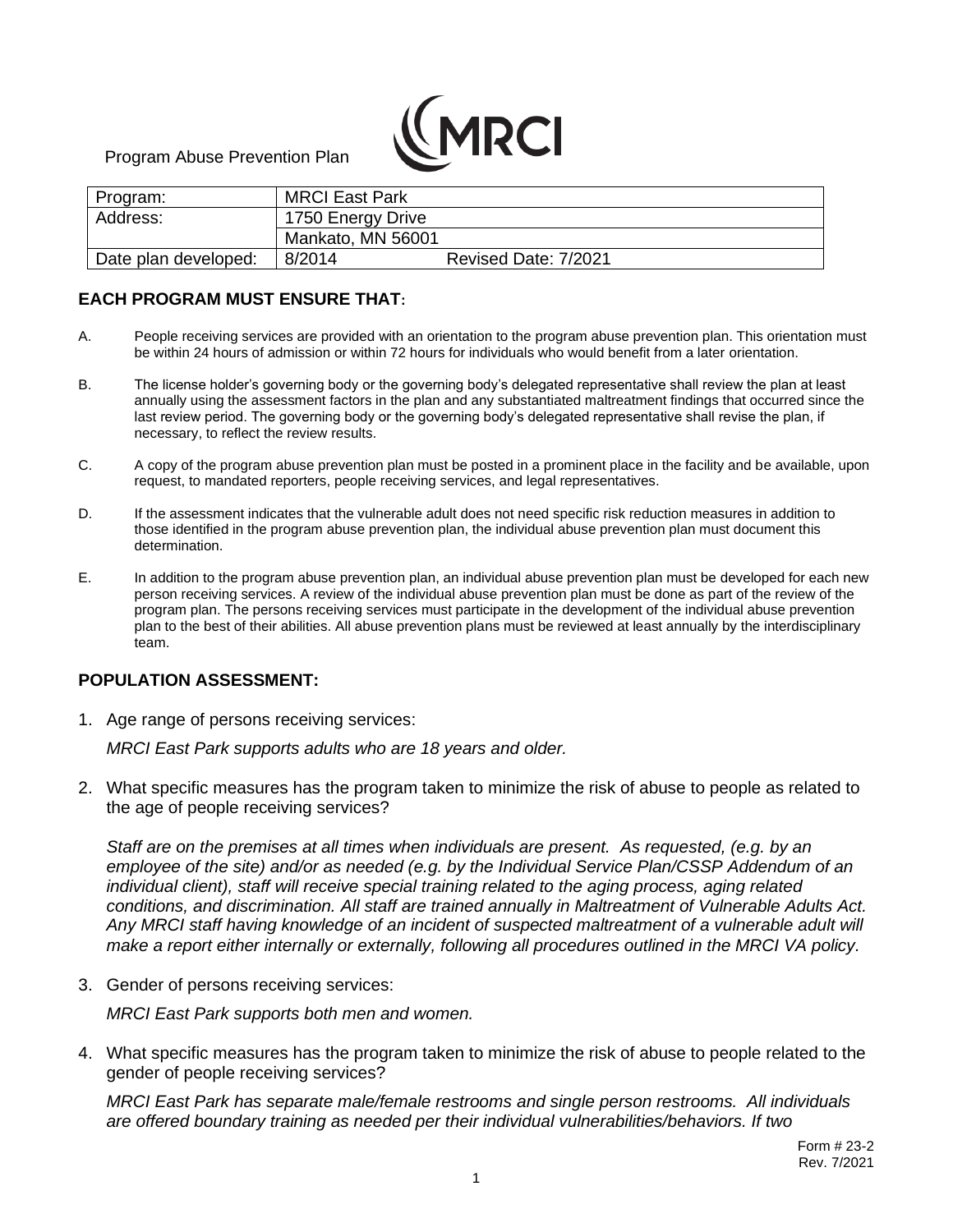Program Abuse Prevention Plan

MRCI

| Program: | MRCI East Park |
|---|---|
| Address: | 1750 Energy Drive |
| | Mankato, MN 56001 |
| Date plan developed: | 8/2014 Revised Date: 7/2021 |

## EACH PROGRAM MUST ENSURE THAT:

A. People receiving services are provided with an orientation to the program abuse prevention plan. This orientation must be within 24 hours of admission or within 72 hours for individuals who would benefit from a later orientation.

B. The license holder's governing body or the governing body's delegated representative shall review the plan at least annually using the assessment factors in the plan and any substantiated maltreatment findings that occurred since the last review period. The governing body or the governing body's delegated representative shall revise the plan, if necessary, to reflect the review results.

C. A copy of the program abuse prevention plan must be posted in a prominent place in the facility and be available, upon request, to mandated reporters, people receiving services, and legal representatives.

D. If the assessment indicates that the vulnerable adult does not need specific risk reduction measures in addition to those identified in the program abuse prevention plan, the individual abuse prevention plan must document this determination.

E. In addition to the program abuse prevention plan, an individual abuse prevention plan must be developed for each new person receiving services. A review of the individual abuse prevention plan must be done as part of the review of the program plan. The persons receiving services must participate in the development of the individual abuse prevention plan to the best of their abilities. All abuse prevention plans must be reviewed at least annually by the interdisciplinary team.

## POPULATION ASSESSMENT:

1. Age range of persons receiving services:

   *MRCI East Park supports adults who are 18 years and older.*

2. What specific measures has the program taken to minimize the risk of abuse to people as related to the age of people receiving services?

   *Staff are on the premises at all times when individuals are present. As requested, (e.g. by an employee of the site) and/or as needed (e.g. by the Individual Service Plan/CSSP Addendum of an individual client), staff will receive special training related to the aging process, aging related conditions, and discrimination. All staff are trained annually in Maltreatment of Vulnerable Adults Act. Any MRCI staff having knowledge of an incident of suspected maltreatment of a vulnerable adult will make a report either internally or externally, following all procedures outlined in the MRCI VA policy.*

3. Gender of persons receiving services:

   *MRCI East Park supports both men and women.*

4. What specific measures has the program taken to minimize the risk of abuse to people related to the gender of people receiving services?

   *MRCI East Park has separate male/female restrooms and single person restrooms. All individuals are offered boundary training as needed per their individual vulnerabilities/behaviors. If two*

Form # 23-2
Rev. 7/2021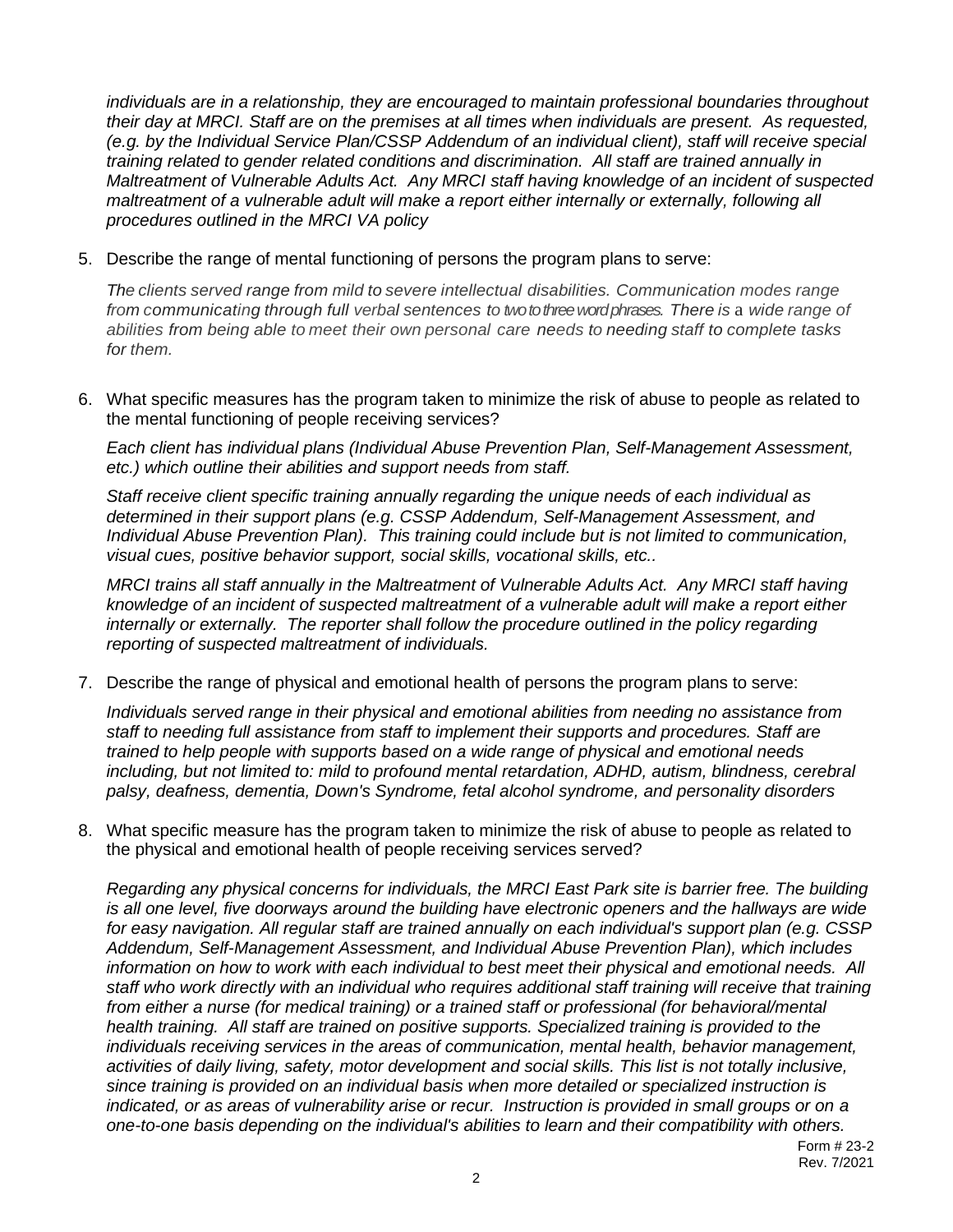*individuals are in a relationship, they are encouraged to maintain professional boundaries throughout their day at MRCI. Staff are on the premises at all times when individuals are present. As requested, (e.g. by the Individual Service Plan/CSSP Addendum of an individual client), staff will receive special training related to gender related conditions and discrimination. All staff are trained annually in Maltreatment of Vulnerable Adults Act. Any MRCI staff having knowledge of an incident of suspected maltreatment of a vulnerable adult will make a report either internally or externally, following all procedures outlined in the MRCI VA policy*

5. Describe the range of mental functioning of persons the program plans to serve:

   *The clients served range from mild to severe intellectual disabilities. Communication modes range from communicating through full verbal sentences to two to three word phrases. There is a wide range of abilities from being able to meet their own personal care needs to needing staff to complete tasks for them.*

6. What specific measures has the program taken to minimize the risk of abuse to people as related to the mental functioning of people receiving services?

   *Each client has individual plans (Individual Abuse Prevention Plan, Self-Management Assessment, etc.) which outline their abilities and support needs from staff.*

   *Staff receive client specific training annually regarding the unique needs of each individual as determined in their support plans (e.g. CSSP Addendum, Self-Management Assessment, and Individual Abuse Prevention Plan). This training could include but is not limited to communication, visual cues, positive behavior support, social skills, vocational skills, etc..*

   *MRCI trains all staff annually in the Maltreatment of Vulnerable Adults Act. Any MRCI staff having knowledge of an incident of suspected maltreatment of a vulnerable adult will make a report either internally or externally. The reporter shall follow the procedure outlined in the policy regarding reporting of suspected maltreatment of individuals.*

7. Describe the range of physical and emotional health of persons the program plans to serve:

   *Individuals served range in their physical and emotional abilities from needing no assistance from staff to needing full assistance from staff to implement their supports and procedures. Staff are trained to help people with supports based on a wide range of physical and emotional needs including, but not limited to: mild to profound mental retardation, ADHD, autism, blindness, cerebral palsy, deafness, dementia, Down's Syndrome, fetal alcohol syndrome, and personality disorders*

8. What specific measure has the program taken to minimize the risk of abuse to people as related to the physical and emotional health of people receiving services served?

   *Regarding any physical concerns for individuals, the MRCI East Park site is barrier free. The building is all one level, five doorways around the building have electronic openers and the hallways are wide for easy navigation. All regular staff are trained annually on each individual's support plan (e.g. CSSP Addendum, Self-Management Assessment, and Individual Abuse Prevention Plan), which includes information on how to work with each individual to best meet their physical and emotional needs. All staff who work directly with an individual who requires additional staff training will receive that training from either a nurse (for medical training) or a trained staff or professional (for behavioral/mental health training. All staff are trained on positive supports. Specialized training is provided to the individuals receiving services in the areas of communication, mental health, behavior management, activities of daily living, safety, motor development and social skills. This list is not totally inclusive, since training is provided on an individual basis when more detailed or specialized instruction is indicated, or as areas of vulnerability arise or recur. Instruction is provided in small groups or on a one-to-one basis depending on the individual's abilities to learn and their compatibility with others.*

Form # 23-2
Rev. 7/2021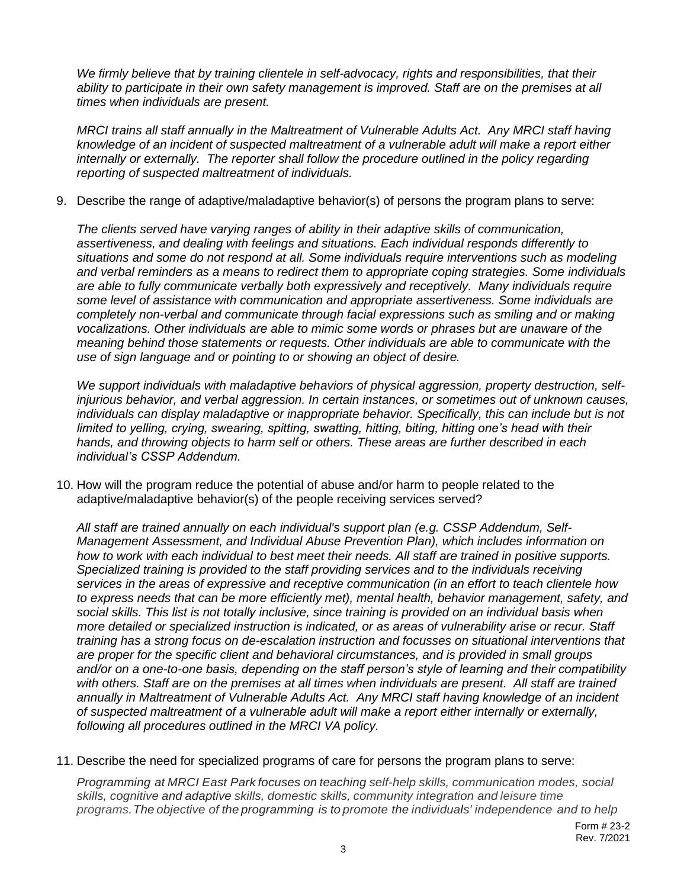*We firmly believe that by training clientele in self-advocacy, rights and responsibilities, that their ability to participate in their own safety management is improved. Staff are on the premises at all times when individuals are present.*

*MRCI trains all staff annually in the Maltreatment of Vulnerable Adults Act. Any MRCI staff having knowledge of an incident of suspected maltreatment of a vulnerable adult will make a report either internally or externally. The reporter shall follow the procedure outlined in the policy regarding reporting of suspected maltreatment of individuals.*

9. Describe the range of adaptive/maladaptive behavior(s) of persons the program plans to serve:

   *The clients served have varying ranges of ability in their adaptive skills of communication, assertiveness, and dealing with feelings and situations. Each individual responds differently to situations and some do not respond at all. Some individuals require interventions such as modeling and verbal reminders as a means to redirect them to appropriate coping strategies. Some individuals are able to fully communicate verbally both expressively and receptively. Many individuals require some level of assistance with communication and appropriate assertiveness. Some individuals are completely non-verbal and communicate through facial expressions such as smiling and or making vocalizations. Other individuals are able to mimic some words or phrases but are unaware of the meaning behind those statements or requests. Other individuals are able to communicate with the use of sign language and or pointing to or showing an object of desire.*

   *We support individuals with maladaptive behaviors of physical aggression, property destruction, self-injurious behavior, and verbal aggression. In certain instances, or sometimes out of unknown causes, individuals can display maladaptive or inappropriate behavior. Specifically, this can include but is not limited to yelling, crying, swearing, spitting, swatting, hitting, biting, hitting one's head with their hands, and throwing objects to harm self or others. These areas are further described in each individual's CSSP Addendum.*

10. How will the program reduce the potential of abuse and/or harm to people related to the adaptive/maladaptive behavior(s) of the people receiving services served?

    *All staff are trained annually on each individual's support plan (e.g. CSSP Addendum, Self-Management Assessment, and Individual Abuse Prevention Plan), which includes information on how to work with each individual to best meet their needs. All staff are trained in positive supports. Specialized training is provided to the staff providing services and to the individuals receiving services in the areas of expressive and receptive communication (in an effort to teach clientele how to express needs that can be more efficiently met), mental health, behavior management, safety, and social skills. This list is not totally inclusive, since training is provided on an individual basis when more detailed or specialized instruction is indicated, or as areas of vulnerability arise or recur. Staff training has a strong focus on de-escalation instruction and focusses on situational interventions that are proper for the specific client and behavioral circumstances, and is provided in small groups and/or on a one-to-one basis, depending on the staff person's style of learning and their compatibility with others. Staff are on the premises at all times when individuals are present. All staff are trained annually in Maltreatment of Vulnerable Adults Act. Any MRCI staff having knowledge of an incident of suspected maltreatment of a vulnerable adult will make a report either internally or externally, following all procedures outlined in the MRCI VA policy.*

11. Describe the need for specialized programs of care for persons the program plans to serve:

    *Programming at MRCI East Park focuses on teaching self-help skills, communication modes, social skills, cognitive and adaptive skills, domestic skills, community integration and leisure time programs. The objective of the programming is to promote the individuals' independence and to help*

Form # 23-2
Rev. 7/2021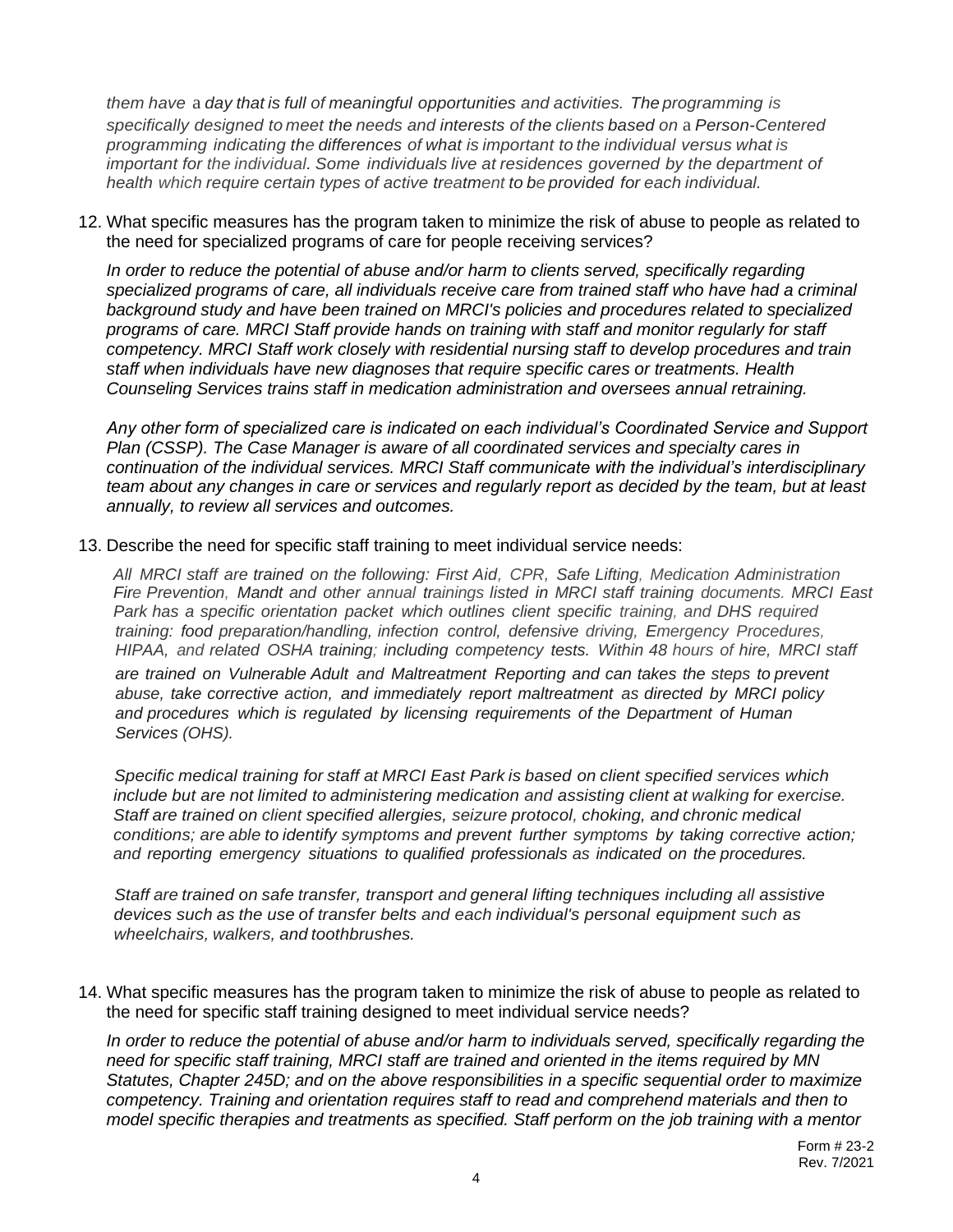*them have a day that is full of meaningful opportunities and activities. The programming is specifically designed to meet the needs and interests of the clients based on a Person-Centered programming indicating the differences of what is important to the individual versus what is important for the individual. Some individuals live at residences governed by the department of health which require certain types of active treatment to be provided for each individual.*

12. What specific measures has the program taken to minimize the risk of abuse to people as related to the need for specialized programs of care for people receiving services?

    *In order to reduce the potential of abuse and/or harm to clients served, specifically regarding specialized programs of care, all individuals receive care from trained staff who have had a criminal background study and have been trained on MRCI's policies and procedures related to specialized programs of care. MRCI Staff provide hands on training with staff and monitor regularly for staff competency. MRCI Staff work closely with residential nursing staff to develop procedures and train staff when individuals have new diagnoses that require specific cares or treatments. Health Counseling Services trains staff in medication administration and oversees annual retraining.*

    *Any other form of specialized care is indicated on each individual's Coordinated Service and Support Plan (CSSP). The Case Manager is aware of all coordinated services and specialty cares in continuation of the individual services. MRCI Staff communicate with the individual's interdisciplinary team about any changes in care or services and regularly report as decided by the team, but at least annually, to review all services and outcomes.*

13. Describe the need for specific staff training to meet individual service needs:

    *All MRCI staff are trained on the following: First Aid, CPR, Safe Lifting, Medication Administration Fire Prevention, Mandt and other annual trainings listed in MRCI staff training documents. MRCI East Park has a specific orientation packet which outlines client specific training, and DHS required training: food preparation/handling, infection control, defensive driving, Emergency Procedures, HIPAA, and related OSHA training; including competency tests. Within 48 hours of hire, MRCI staff are trained on Vulnerable Adult and Maltreatment Reporting and can takes the steps to prevent abuse, take corrective action, and immediately report maltreatment as directed by MRCI policy and procedures which is regulated by licensing requirements of the Department of Human Services (OHS).*

    *Specific medical training for staff at MRCI East Park is based on client specified services which include but are not limited to administering medication and assisting client at walking for exercise. Staff are trained on client specified allergies, seizure protocol, choking, and chronic medical conditions; are able to identify symptoms and prevent further symptoms by taking corrective action; and reporting emergency situations to qualified professionals as indicated on the procedures.*

    *Staff are trained on safe transfer, transport and general lifting techniques including all assistive devices such as the use of transfer belts and each individual's personal equipment such as wheelchairs, walkers, and toothbrushes.*

14. What specific measures has the program taken to minimize the risk of abuse to people as related to the need for specific staff training designed to meet individual service needs?

    *In order to reduce the potential of abuse and/or harm to individuals served, specifically regarding the need for specific staff training, MRCI staff are trained and oriented in the items required by MN Statutes, Chapter 245D; and on the above responsibilities in a specific sequential order to maximize competency. Training and orientation requires staff to read and comprehend materials and then to model specific therapies and treatments as specified. Staff perform on the job training with a mentor*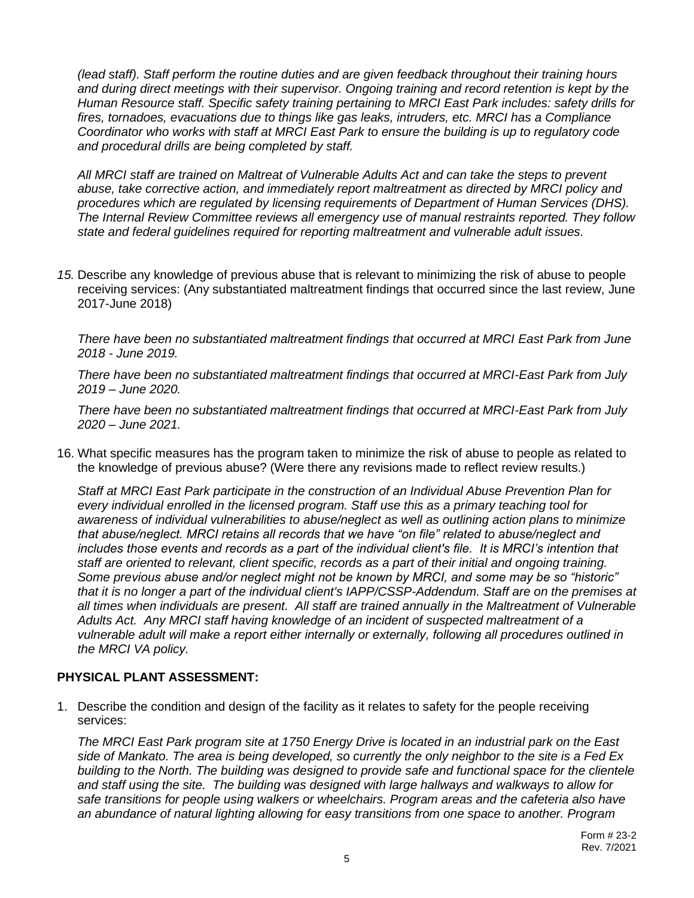*(lead staff). Staff perform the routine duties and are given feedback throughout their training hours and during direct meetings with their supervisor. Ongoing training and record retention is kept by the Human Resource staff. Specific safety training pertaining to MRCI East Park includes: safety drills for fires, tornadoes, evacuations due to things like gas leaks, intruders, etc. MRCI has a Compliance Coordinator who works with staff at MRCI East Park to ensure the building is up to regulatory code and procedural drills are being completed by staff.*

*All MRCI staff are trained on Maltreat of Vulnerable Adults Act and can take the steps to prevent abuse, take corrective action, and immediately report maltreatment as directed by MRCI policy and procedures which are regulated by licensing requirements of Department of Human Services (DHS). The Internal Review Committee reviews all emergency use of manual restraints reported. They follow state and federal guidelines required for reporting maltreatment and vulnerable adult issues.*

*15.* Describe any knowledge of previous abuse that is relevant to minimizing the risk of abuse to people receiving services: (Any substantiated maltreatment findings that occurred since the last review, June 2017-June 2018)

*There have been no substantiated maltreatment findings that occurred at MRCI East Park from June 2018 - June 2019.*

*There have been no substantiated maltreatment findings that occurred at MRCI-East Park from July 2019 – June 2020.*

*There have been no substantiated maltreatment findings that occurred at MRCI-East Park from July 2020 – June 2021.*

16. What specific measures has the program taken to minimize the risk of abuse to people as related to the knowledge of previous abuse? (Were there any revisions made to reflect review results.)

*Staff at MRCI East Park participate in the construction of an Individual Abuse Prevention Plan for every individual enrolled in the licensed program. Staff use this as a primary teaching tool for awareness of individual vulnerabilities to abuse/neglect as well as outlining action plans to minimize that abuse/neglect. MRCI retains all records that we have "on file" related to abuse/neglect and includes those events and records as a part of the individual client's file. It is MRCI's intention that staff are oriented to relevant, client specific, records as a part of their initial and ongoing training. Some previous abuse and/or neglect might not be known by MRCI, and some may be so "historic" that it is no longer a part of the individual client's IAPP/CSSP-Addendum. Staff are on the premises at all times when individuals are present. All staff are trained annually in the Maltreatment of Vulnerable Adults Act. Any MRCI staff having knowledge of an incident of suspected maltreatment of a vulnerable adult will make a report either internally or externally, following all procedures outlined in the MRCI VA policy.*

## PHYSICAL PLANT ASSESSMENT:

1. Describe the condition and design of the facility as it relates to safety for the people receiving services:

*The MRCI East Park program site at 1750 Energy Drive is located in an industrial park on the East side of Mankato. The area is being developed, so currently the only neighbor to the site is a Fed Ex building to the North. The building was designed to provide safe and functional space for the clientele and staff using the site. The building was designed with large hallways and walkways to allow for safe transitions for people using walkers or wheelchairs. Program areas and the cafeteria also have an abundance of natural lighting allowing for easy transitions from one space to another. Program*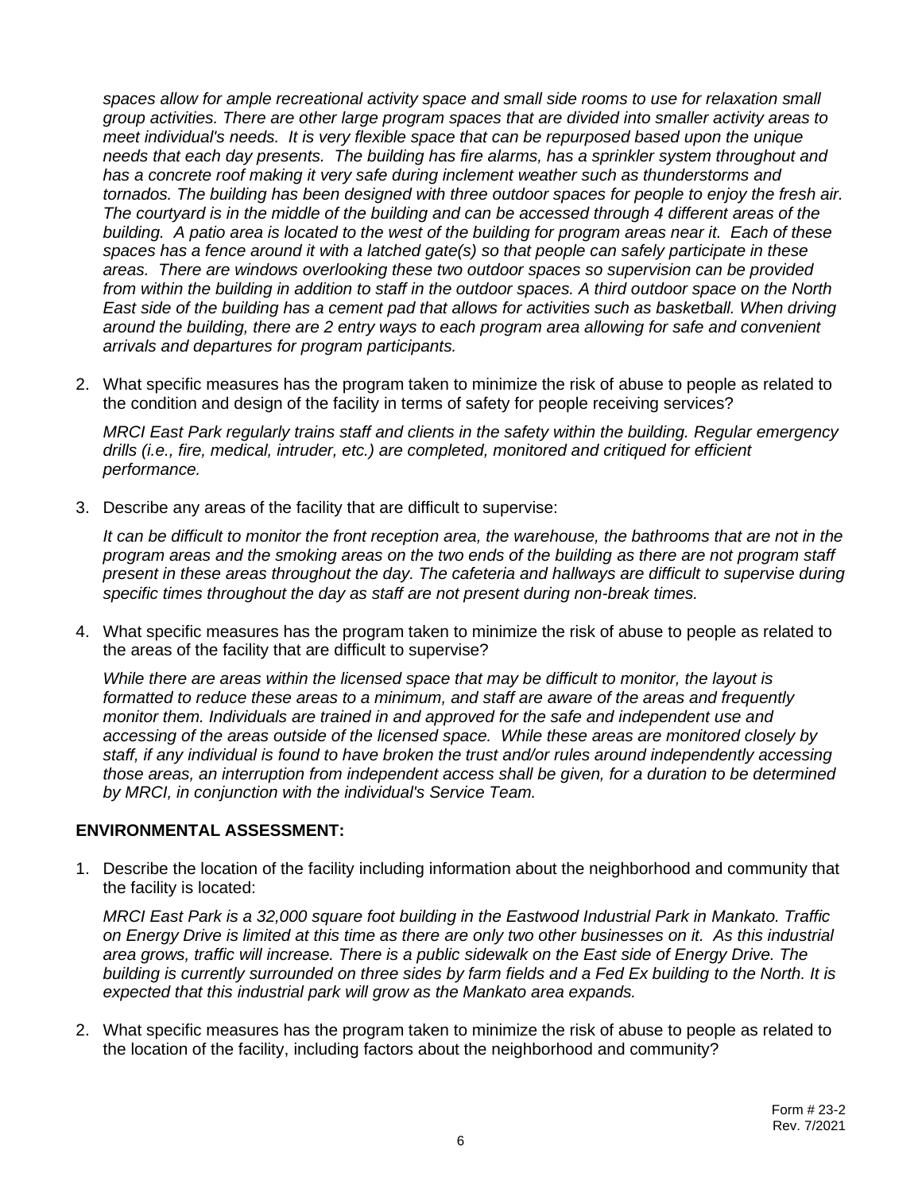*spaces allow for ample recreational activity space and small side rooms to use for relaxation small group activities. There are other large program spaces that are divided into smaller activity areas to meet individual's needs. It is very flexible space that can be repurposed based upon the unique needs that each day presents. The building has fire alarms, has a sprinkler system throughout and has a concrete roof making it very safe during inclement weather such as thunderstorms and tornados. The building has been designed with three outdoor spaces for people to enjoy the fresh air. The courtyard is in the middle of the building and can be accessed through 4 different areas of the building. A patio area is located to the west of the building for program areas near it. Each of these spaces has a fence around it with a latched gate(s) so that people can safely participate in these areas. There are windows overlooking these two outdoor spaces so supervision can be provided from within the building in addition to staff in the outdoor spaces. A third outdoor space on the North East side of the building has a cement pad that allows for activities such as basketball. When driving around the building, there are 2 entry ways to each program area allowing for safe and convenient arrivals and departures for program participants.*

2. What specific measures has the program taken to minimize the risk of abuse to people as related to the condition and design of the facility in terms of safety for people receiving services?

   *MRCI East Park regularly trains staff and clients in the safety within the building. Regular emergency drills (i.e., fire, medical, intruder, etc.) are completed, monitored and critiqued for efficient performance.*

3. Describe any areas of the facility that are difficult to supervise:

   *It can be difficult to monitor the front reception area, the warehouse, the bathrooms that are not in the program areas and the smoking areas on the two ends of the building as there are not program staff present in these areas throughout the day. The cafeteria and hallways are difficult to supervise during specific times throughout the day as staff are not present during non-break times.*

4. What specific measures has the program taken to minimize the risk of abuse to people as related to the areas of the facility that are difficult to supervise?

   *While there are areas within the licensed space that may be difficult to monitor, the layout is formatted to reduce these areas to a minimum, and staff are aware of the areas and frequently monitor them. Individuals are trained in and approved for the safe and independent use and accessing of the areas outside of the licensed space. While these areas are monitored closely by staff, if any individual is found to have broken the trust and/or rules around independently accessing those areas, an interruption from independent access shall be given, for a duration to be determined by MRCI, in conjunction with the individual's Service Team.*

**ENVIRONMENTAL ASSESSMENT:**

1. Describe the location of the facility including information about the neighborhood and community that the facility is located:

   *MRCI East Park is a 32,000 square foot building in the Eastwood Industrial Park in Mankato. Traffic on Energy Drive is limited at this time as there are only two other businesses on it. As this industrial area grows, traffic will increase. There is a public sidewalk on the East side of Energy Drive. The building is currently surrounded on three sides by farm fields and a Fed Ex building to the North. It is expected that this industrial park will grow as the Mankato area expands.*

2. What specific measures has the program taken to minimize the risk of abuse to people as related to the location of the facility, including factors about the neighborhood and community?

Form # 23-2
Rev. 7/2021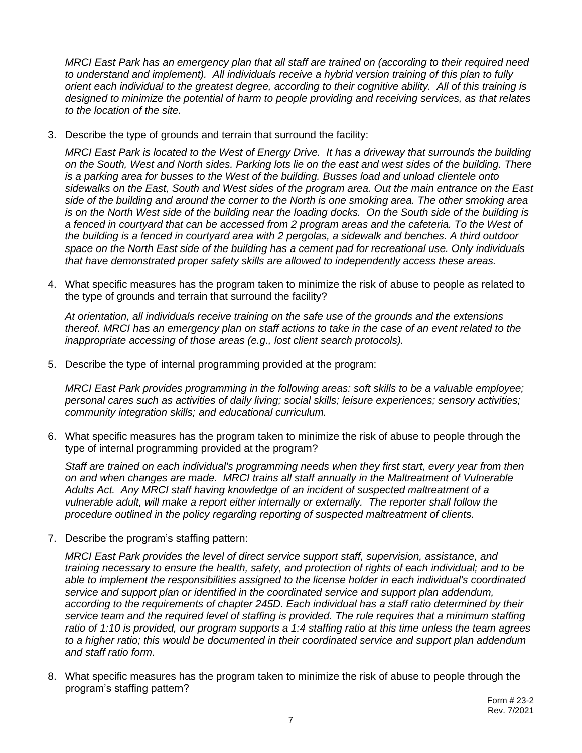*MRCI East Park has an emergency plan that all staff are trained on (according to their required need to understand and implement). All individuals receive a hybrid version training of this plan to fully orient each individual to the greatest degree, according to their cognitive ability. All of this training is designed to minimize the potential of harm to people providing and receiving services, as that relates to the location of the site.*

3. Describe the type of grounds and terrain that surround the facility:

   *MRCI East Park is located to the West of Energy Drive. It has a driveway that surrounds the building on the South, West and North sides. Parking lots lie on the east and west sides of the building. There is a parking area for busses to the West of the building. Busses load and unload clientele onto sidewalks on the East, South and West sides of the program area. Out the main entrance on the East side of the building and around the corner to the North is one smoking area. The other smoking area is on the North West side of the building near the loading docks. On the South side of the building is a fenced in courtyard that can be accessed from 2 program areas and the cafeteria. To the West of the building is a fenced in courtyard area with 2 pergolas, a sidewalk and benches. A third outdoor space on the North East side of the building has a cement pad for recreational use. Only individuals that have demonstrated proper safety skills are allowed to independently access these areas.*

4. What specific measures has the program taken to minimize the risk of abuse to people as related to the type of grounds and terrain that surround the facility?

   *At orientation, all individuals receive training on the safe use of the grounds and the extensions thereof. MRCI has an emergency plan on staff actions to take in the case of an event related to the inappropriate accessing of those areas (e.g., lost client search protocols).*

5. Describe the type of internal programming provided at the program:

   *MRCI East Park provides programming in the following areas: soft skills to be a valuable employee; personal cares such as activities of daily living; social skills; leisure experiences; sensory activities; community integration skills; and educational curriculum.*

6. What specific measures has the program taken to minimize the risk of abuse to people through the type of internal programming provided at the program?

   *Staff are trained on each individual's programming needs when they first start, every year from then on and when changes are made. MRCI trains all staff annually in the Maltreatment of Vulnerable Adults Act. Any MRCI staff having knowledge of an incident of suspected maltreatment of a vulnerable adult, will make a report either internally or externally. The reporter shall follow the procedure outlined in the policy regarding reporting of suspected maltreatment of clients.*

7. Describe the program's staffing pattern:

   *MRCI East Park provides the level of direct service support staff, supervision, assistance, and training necessary to ensure the health, safety, and protection of rights of each individual; and to be able to implement the responsibilities assigned to the license holder in each individual's coordinated service and support plan or identified in the coordinated service and support plan addendum, according to the requirements of chapter 245D. Each individual has a staff ratio determined by their service team and the required level of staffing is provided. The rule requires that a minimum staffing ratio of 1:10 is provided, our program supports a 1:4 staffing ratio at this time unless the team agrees to a higher ratio; this would be documented in their coordinated service and support plan addendum and staff ratio form.*

8. What specific measures has the program taken to minimize the risk of abuse to people through the program's staffing pattern?

Form # 23-2
Rev. 7/2021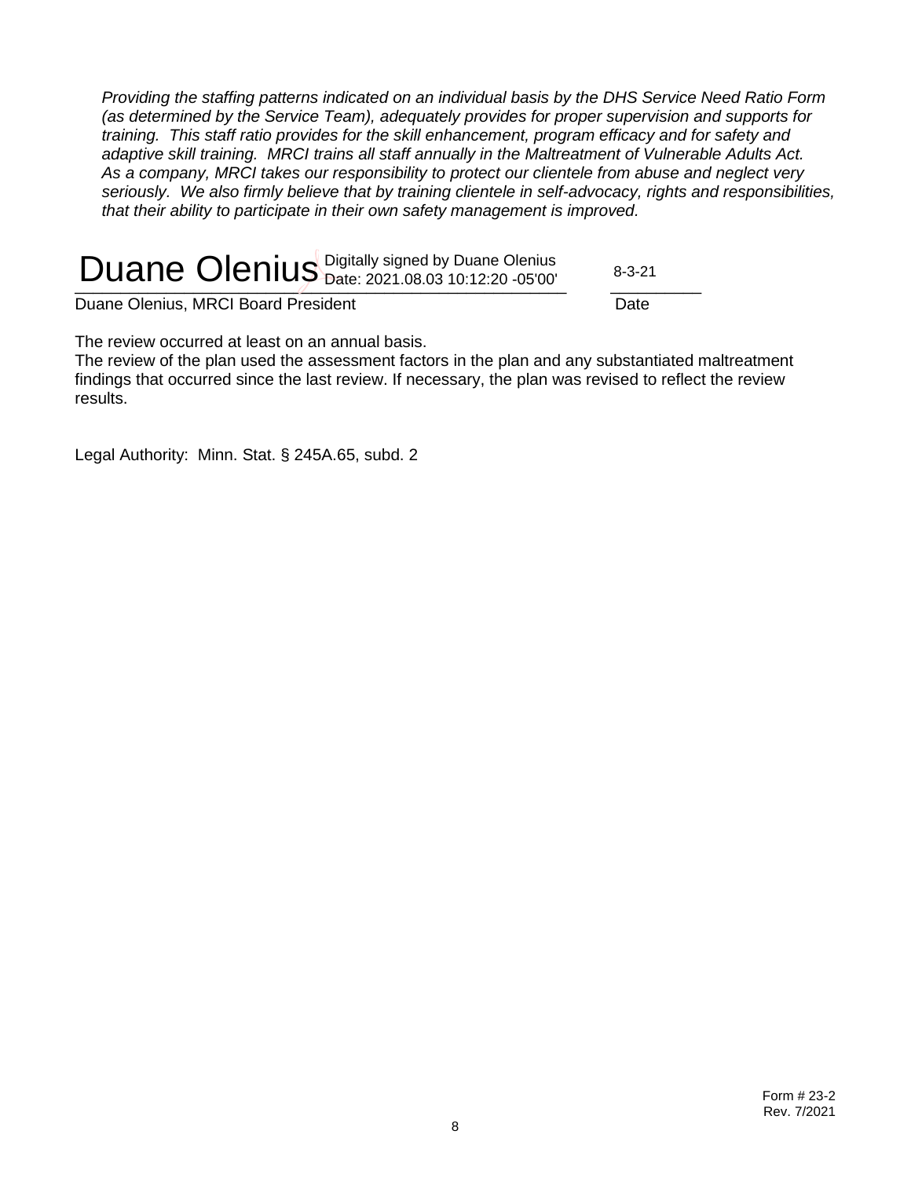*Providing the staffing patterns indicated on an individual basis by the DHS Service Need Ratio Form (as determined by the Service Team), adequately provides for proper supervision and supports for training. This staff ratio provides for the skill enhancement, program efficacy and for safety and adaptive skill training. MRCI trains all staff annually in the Maltreatment of Vulnerable Adults Act. As a company, MRCI takes our responsibility to protect our clientele from abuse and neglect very seriously. We also firmly believe that by training clientele in self-advocacy, rights and responsibilities, that their ability to participate in their own safety management is improved.*

Duane Olenius Digitally signed by Duane Olenius Date: 2021.08.03 10:12:20 -05'00' 8-3-21

Duane Olenius, MRCI Board President Date

The review occurred at least on an annual basis.
The review of the plan used the assessment factors in the plan and any substantiated maltreatment findings that occurred since the last review. If necessary, the plan was revised to reflect the review results.

Legal Authority: Minn. Stat. § 245A.65, subd. 2

Form # 23-2
Rev. 7/2021